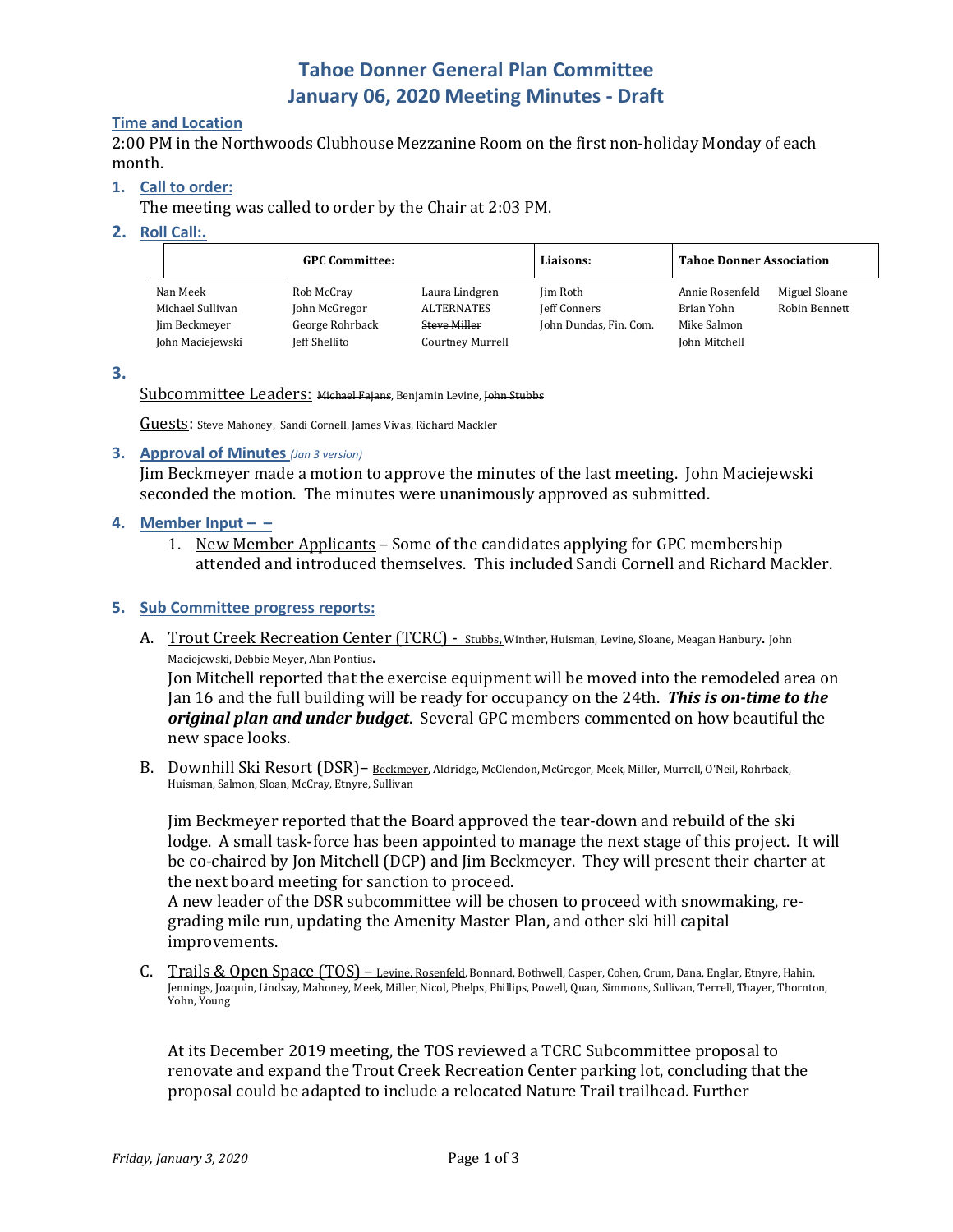# Tahoe Donner General Plan Committee
# January 06, 2020 Meeting Minutes - Draft

**Time and Location**

2:00 PM in the Northwoods Clubhouse Mezzanine Room on the first non-holiday Monday of each month.

**1. Call to order:**

The meeting was called to order by the Chair at 2:03 PM.

**2. Roll Call:.**

| GPC Committee: | | | Liaisons: | Tahoe Donner Association | |
|---|---|---|---|---|---|
| Nan Meek | Rob McCray | Laura Lindgren | Jim Roth | Annie Rosenfeld | Miguel Sloane |
| Michael Sullivan | John McGregor | ALTERNATES | Jeff Conners | ~~Brian Yohn~~ | ~~Robin Bennett~~ |
| Jim Beckmeyer | George Rohrback | ~~Steve Miller~~ | John Dundas, Fin. Com. | Mike Salmon | |
| John Maciejewski | Jeff Shellito | Courtney Murrell | | John Mitchell | |

**3.**

Subcommittee Leaders: ~~Michael Fajans~~, Benjamin Levine, ~~John Stubbs~~

Guests: Steve Mahoney, Sandi Cornell, James Vivas, Richard Mackler

**3. Approval of Minutes** *(Jan 3 version)*

Jim Beckmeyer made a motion to approve the minutes of the last meeting. John Maciejewski seconded the motion. The minutes were unanimously approved as submitted.

**4. Member Input – –**

1. New Member Applicants – Some of the candidates applying for GPC membership attended and introduced themselves. This included Sandi Cornell and Richard Mackler.

**5. Sub Committee progress reports:**

A. Trout Creek Recreation Center (TCRC) - Stubbs, Winther, Huisman, Levine, Sloane, Meagan Hanbury. John Maciejewski, Debbie Meyer, Alan Pontius.

Jon Mitchell reported that the exercise equipment will be moved into the remodeled area on Jan 16 and the full building will be ready for occupancy on the 24th. ***This is on-time to the original plan and under budget***. Several GPC members commented on how beautiful the new space looks.

B. Downhill Ski Resort (DSR)– Beckmeyer, Aldridge, McClendon, McGregor, Meek, Miller, Murrell, O'Neil, Rohrback, Huisman, Salmon, Sloan, McCray, Etnyre, Sullivan

Jim Beckmeyer reported that the Board approved the tear-down and rebuild of the ski lodge. A small task-force has been appointed to manage the next stage of this project. It will be co-chaired by Jon Mitchell (DCP) and Jim Beckmeyer. They will present their charter at the next board meeting for sanction to proceed.

A new leader of the DSR subcommittee will be chosen to proceed with snowmaking, re-grading mile run, updating the Amenity Master Plan, and other ski hill capital improvements.

C. Trails & Open Space (TOS) – Levine, Rosenfeld, Bonnard, Bothwell, Casper, Cohen, Crum, Dana, Englar, Etnyre, Hahin, Jennings, Joaquin, Lindsay, Mahoney, Meek, Miller, Nicol, Phelps, Phillips, Powell, Quan, Simmons, Sullivan, Terrell, Thayer, Thornton, Yohn, Young

At its December 2019 meeting, the TOS reviewed a TCRC Subcommittee proposal to renovate and expand the Trout Creek Recreation Center parking lot, concluding that the proposal could be adapted to include a relocated Nature Trail trailhead. Further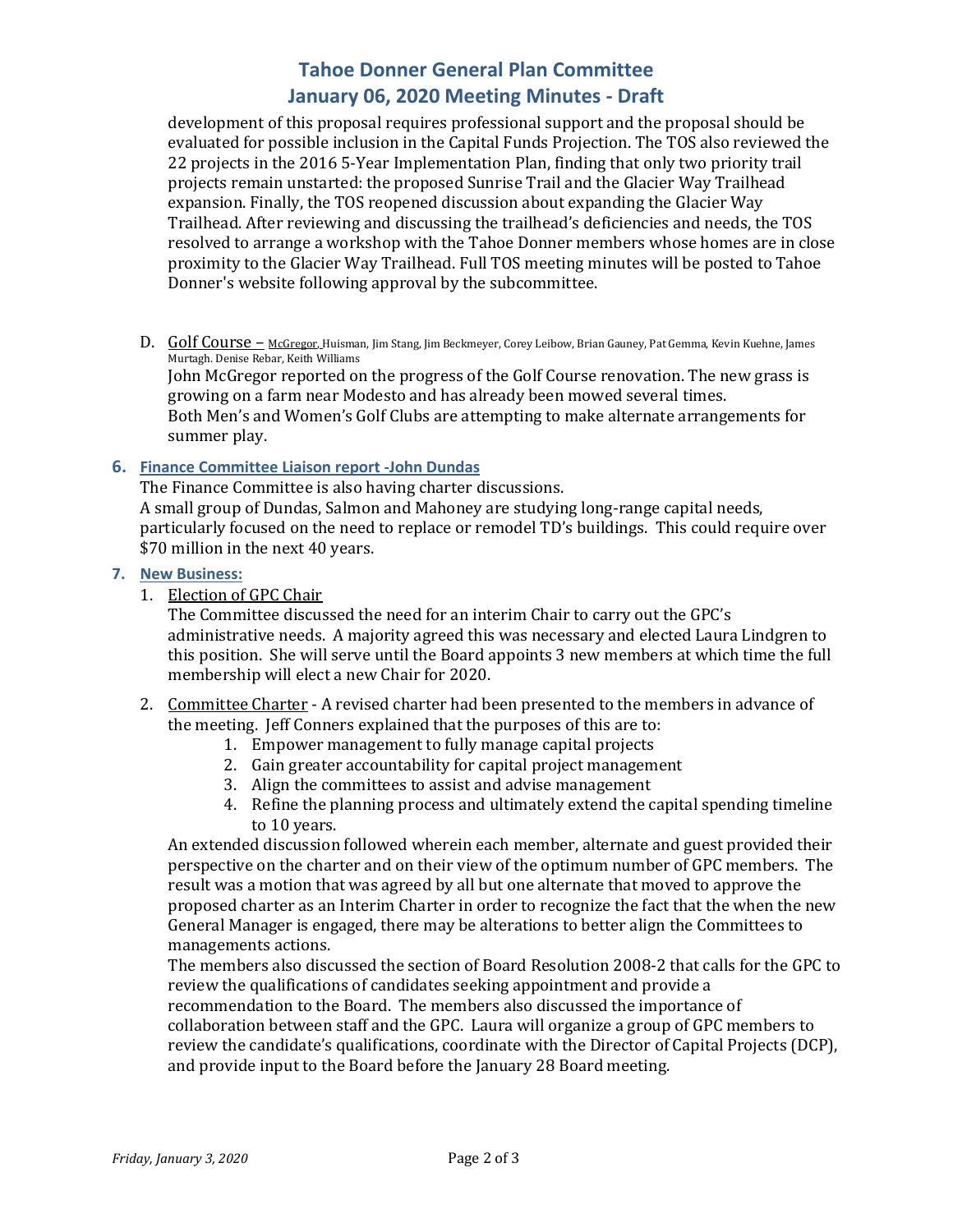development of this proposal requires professional support and the proposal should be evaluated for possible inclusion in the Capital Funds Projection. The TOS also reviewed the 22 projects in the 2016 5-Year Implementation Plan, finding that only two priority trail projects remain unstarted: the proposed Sunrise Trail and the Glacier Way Trailhead expansion. Finally, the TOS reopened discussion about expanding the Glacier Way Trailhead. After reviewing and discussing the trailhead's deficiencies and needs, the TOS resolved to arrange a workshop with the Tahoe Donner members whose homes are in close proximity to the Glacier Way Trailhead. Full TOS meeting minutes will be posted to Tahoe Donner's website following approval by the subcommittee.

D. Golf Course – McGregor, Huisman, Jim Stang, Jim Beckmeyer, Corey Leibow, Brian Gauney, Pat Gemma, Kevin Kuehne, James Murtagh. Denise Rebar, Keith Williams
John McGregor reported on the progress of the Golf Course renovation. The new grass is growing on a farm near Modesto and has already been mowed several times.
Both Men's and Women's Golf Clubs are attempting to make alternate arrangements for summer play.

### 6. Finance Committee Liaison report -John Dundas

The Finance Committee is also having charter discussions.
A small group of Dundas, Salmon and Mahoney are studying long-range capital needs, particularly focused on the need to replace or remodel TD's buildings. This could require over $70 million in the next 40 years.

### 7. New Business:

1. Election of GPC Chair
The Committee discussed the need for an interim Chair to carry out the GPC's administrative needs. A majority agreed this was necessary and elected Laura Lindgren to this position. She will serve until the Board appoints 3 new members at which time the full membership will elect a new Chair for 2020.

2. Committee Charter - A revised charter had been presented to the members in advance of the meeting. Jeff Conners explained that the purposes of this are to:
    1. Empower management to fully manage capital projects
    2. Gain greater accountability for capital project management
    3. Align the committees to assist and advise management
    4. Refine the planning process and ultimately extend the capital spending timeline to 10 years.

   An extended discussion followed wherein each member, alternate and guest provided their perspective on the charter and on their view of the optimum number of GPC members. The result was a motion that was agreed by all but one alternate that moved to approve the proposed charter as an Interim Charter in order to recognize the fact that the when the new General Manager is engaged, there may be alterations to better align the Committees to managements actions.
   The members also discussed the section of Board Resolution 2008-2 that calls for the GPC to review the qualifications of candidates seeking appointment and provide a recommendation to the Board. The members also discussed the importance of collaboration between staff and the GPC. Laura will organize a group of GPC members to review the candidate's qualifications, coordinate with the Director of Capital Projects (DCP), and provide input to the Board before the January 28 Board meeting.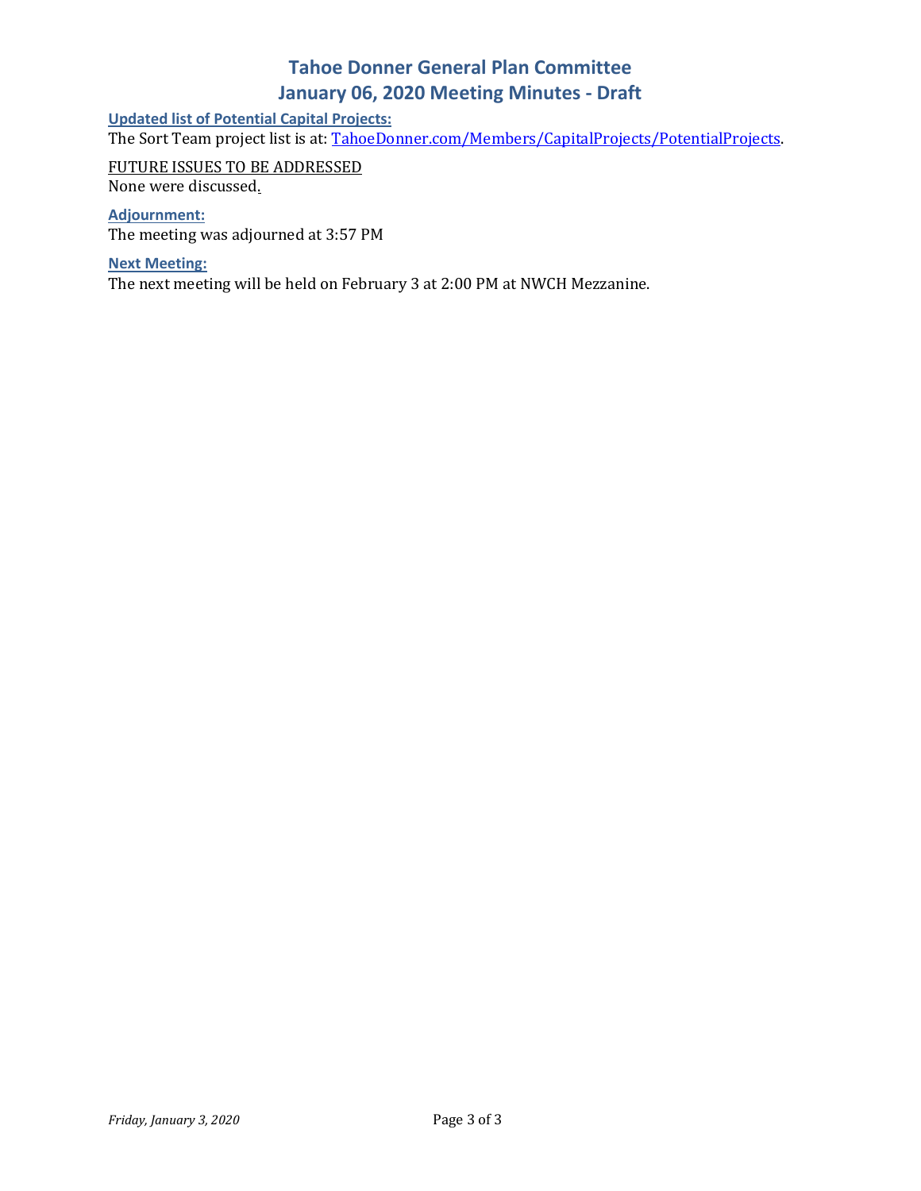# Tahoe Donner General Plan Committee
# January 06, 2020 Meeting Minutes - Draft

### Updated list of Potential Capital Projects:

The Sort Team project list is at: [TahoeDonner.com/Members/CapitalProjects/PotentialProjects](TahoeDonner.com/Members/CapitalProjects/PotentialProjects).

FUTURE ISSUES TO BE ADDRESSED

None were discussed.

### Adjournment:

The meeting was adjourned at 3:57 PM

### Next Meeting:

The next meeting will be held on February 3 at 2:00 PM at NWCH Mezzanine.